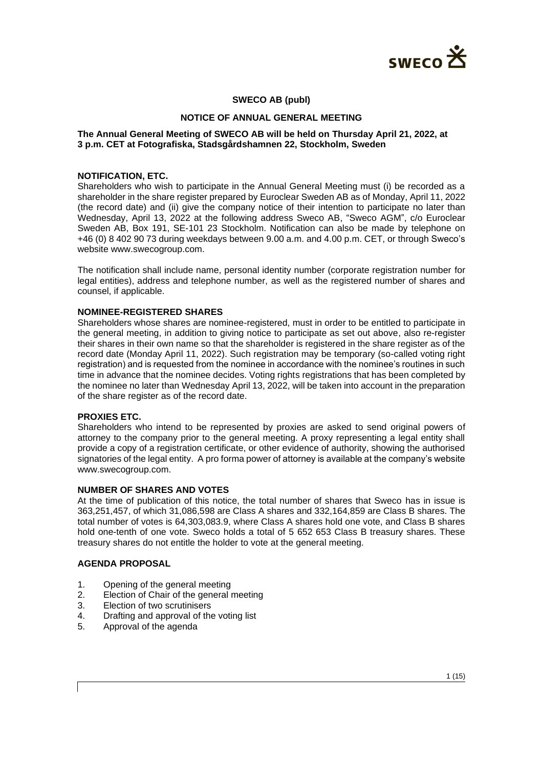# SWECO AB (publ)

## NOTICE OF ANNUAL GENERAL MEETING

**The Annual General Meeting of SWECO AB will be held on Thursday April 21, 2022, at 3 p.m. CET at Fotografiska, Stadsgårdshamnen 22, Stockholm, Sweden**

### NOTIFICATION, ETC.

Shareholders who wish to participate in the Annual General Meeting must (i) be recorded as a shareholder in the share register prepared by Euroclear Sweden AB as of Monday, April 11, 2022 (the record date) and (ii) give the company notice of their intention to participate no later than Wednesday, April 13, 2022 at the following address Sweco AB, "Sweco AGM", c/o Euroclear Sweden AB, Box 191, SE-101 23 Stockholm. Notification can also be made by telephone on +46 (0) 8 402 90 73 during weekdays between 9.00 a.m. and 4.00 p.m. CET, or through Sweco's website www.swecogroup.com.

The notification shall include name, personal identity number (corporate registration number for legal entities), address and telephone number, as well as the registered number of shares and counsel, if applicable.

### NOMINEE-REGISTERED SHARES

Shareholders whose shares are nominee-registered, must in order to be entitled to participate in the general meeting, in addition to giving notice to participate as set out above, also re-register their shares in their own name so that the shareholder is registered in the share register as of the record date (Monday April 11, 2022). Such registration may be temporary (so-called voting right registration) and is requested from the nominee in accordance with the nominee's routines in such time in advance that the nominee decides. Voting rights registrations that has been completed by the nominee no later than Wednesday April 13, 2022, will be taken into account in the preparation of the share register as of the record date.

### PROXIES ETC.

Shareholders who intend to be represented by proxies are asked to send original powers of attorney to the company prior to the general meeting. A proxy representing a legal entity shall provide a copy of a registration certificate, or other evidence of authority, showing the authorised signatories of the legal entity. A pro forma power of attorney is available at the company's website www.swecogroup.com.

### NUMBER OF SHARES AND VOTES

At the time of publication of this notice, the total number of shares that Sweco has in issue is 363,251,457, of which 31,086,598 are Class A shares and 332,164,859 are Class B shares. The total number of votes is 64,303,083.9, where Class A shares hold one vote, and Class B shares hold one-tenth of one vote. Sweco holds a total of 5 652 653 Class B treasury shares. These treasury shares do not entitle the holder to vote at the general meeting.

### AGENDA PROPOSAL

1. Opening of the general meeting
2. Election of Chair of the general meeting
3. Election of two scrutinisers
4. Drafting and approval of the voting list
5. Approval of the agenda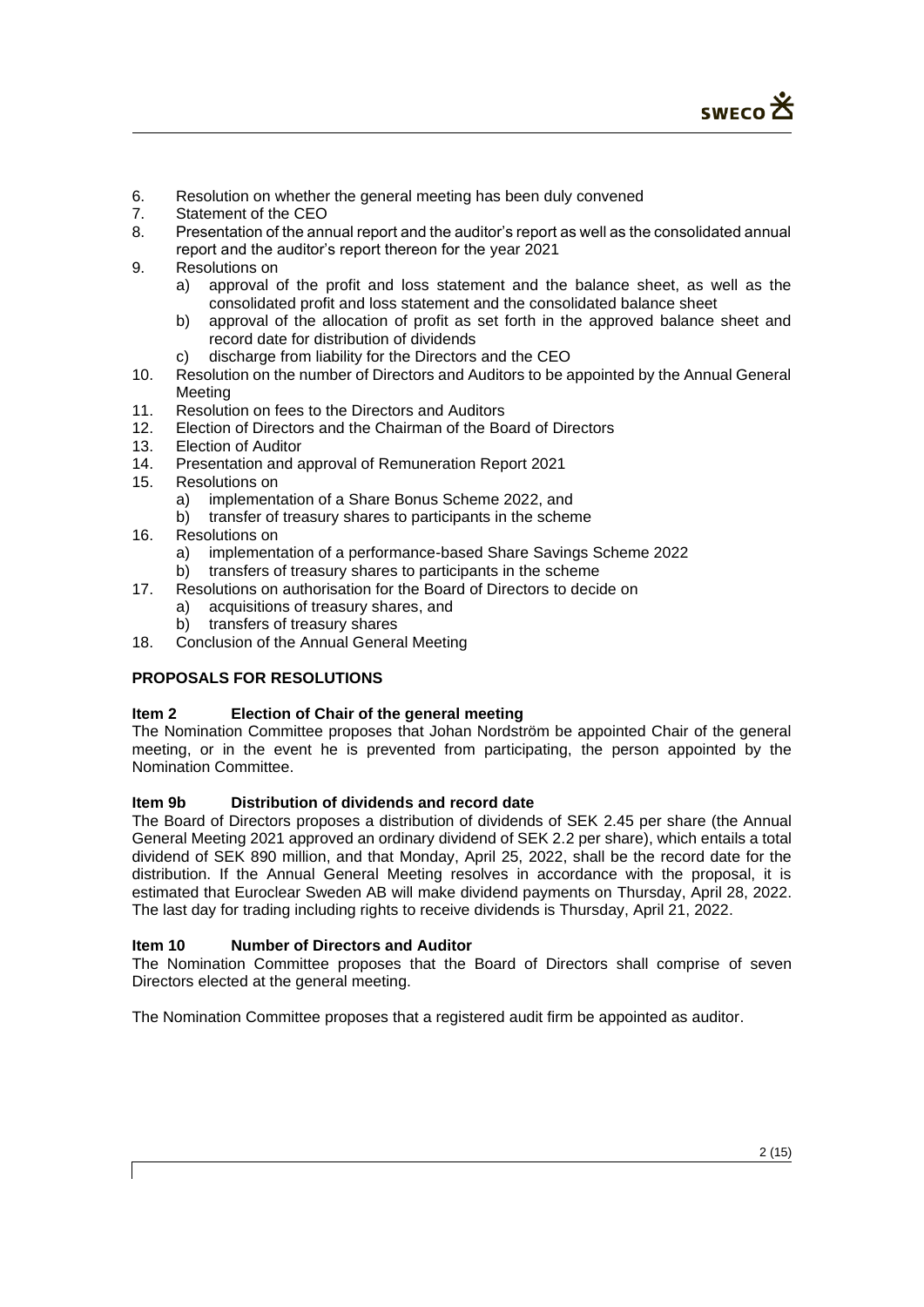6. Resolution on whether the general meeting has been duly convened
7. Statement of the CEO
8. Presentation of the annual report and the auditor's report as well as the consolidated annual report and the auditor's report thereon for the year 2021
9. Resolutions on
   a) approval of the profit and loss statement and the balance sheet, as well as the consolidated profit and loss statement and the consolidated balance sheet
   b) approval of the allocation of profit as set forth in the approved balance sheet and record date for distribution of dividends
   c) discharge from liability for the Directors and the CEO
10. Resolution on the number of Directors and Auditors to be appointed by the Annual General Meeting
11. Resolution on fees to the Directors and Auditors
12. Election of Directors and the Chairman of the Board of Directors
13. Election of Auditor
14. Presentation and approval of Remuneration Report 2021
15. Resolutions on
    a) implementation of a Share Bonus Scheme 2022, and
    b) transfer of treasury shares to participants in the scheme
16. Resolutions on
    a) implementation of a performance-based Share Savings Scheme 2022
    b) transfers of treasury shares to participants in the scheme
17. Resolutions on authorisation for the Board of Directors to decide on
    a) acquisitions of treasury shares, and
    b) transfers of treasury shares
18. Conclusion of the Annual General Meeting

## PROPOSALS FOR RESOLUTIONS

### Item 2 Election of Chair of the general meeting

The Nomination Committee proposes that Johan Nordström be appointed Chair of the general meeting, or in the event he is prevented from participating, the person appointed by the Nomination Committee.

### Item 9b Distribution of dividends and record date

The Board of Directors proposes a distribution of dividends of SEK 2.45 per share (the Annual General Meeting 2021 approved an ordinary dividend of SEK 2.2 per share), which entails a total dividend of SEK 890 million, and that Monday, April 25, 2022, shall be the record date for the distribution. If the Annual General Meeting resolves in accordance with the proposal, it is estimated that Euroclear Sweden AB will make dividend payments on Thursday, April 28, 2022. The last day for trading including rights to receive dividends is Thursday, April 21, 2022.

### Item 10 Number of Directors and Auditor

The Nomination Committee proposes that the Board of Directors shall comprise of seven Directors elected at the general meeting.

The Nomination Committee proposes that a registered audit firm be appointed as auditor.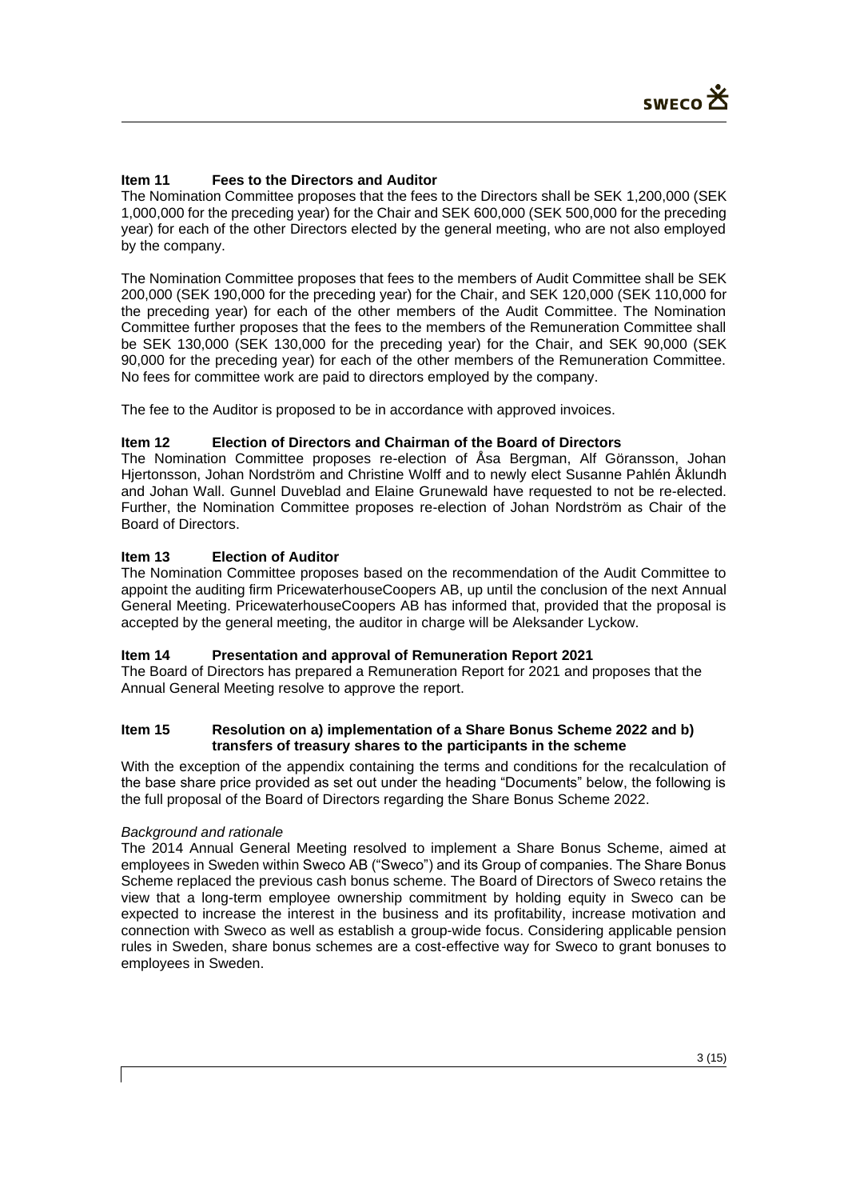### Item 11 Fees to the Directors and Auditor

The Nomination Committee proposes that the fees to the Directors shall be SEK 1,200,000 (SEK 1,000,000 for the preceding year) for the Chair and SEK 600,000 (SEK 500,000 for the preceding year) for each of the other Directors elected by the general meeting, who are not also employed by the company.

The Nomination Committee proposes that fees to the members of Audit Committee shall be SEK 200,000 (SEK 190,000 for the preceding year) for the Chair, and SEK 120,000 (SEK 110,000 for the preceding year) for each of the other members of the Audit Committee. The Nomination Committee further proposes that the fees to the members of the Remuneration Committee shall be SEK 130,000 (SEK 130,000 for the preceding year) for the Chair, and SEK 90,000 (SEK 90,000 for the preceding year) for each of the other members of the Remuneration Committee. No fees for committee work are paid to directors employed by the company.

The fee to the Auditor is proposed to be in accordance with approved invoices.

### Item 12 Election of Directors and Chairman of the Board of Directors

The Nomination Committee proposes re-election of Åsa Bergman, Alf Göransson, Johan Hjertonsson, Johan Nordström and Christine Wolff and to newly elect Susanne Pahlén Åklundh and Johan Wall. Gunnel Duveblad and Elaine Grunewald have requested to not be re-elected. Further, the Nomination Committee proposes re-election of Johan Nordström as Chair of the Board of Directors.

### Item 13 Election of Auditor

The Nomination Committee proposes based on the recommendation of the Audit Committee to appoint the auditing firm PricewaterhouseCoopers AB, up until the conclusion of the next Annual General Meeting. PricewaterhouseCoopers AB has informed that, provided that the proposal is accepted by the general meeting, the auditor in charge will be Aleksander Lyckow.

### Item 14 Presentation and approval of Remuneration Report 2021

The Board of Directors has prepared a Remuneration Report for 2021 and proposes that the Annual General Meeting resolve to approve the report.

### Item 15 Resolution on a) implementation of a Share Bonus Scheme 2022 and b) transfers of treasury shares to the participants in the scheme

With the exception of the appendix containing the terms and conditions for the recalculation of the base share price provided as set out under the heading "Documents" below, the following is the full proposal of the Board of Directors regarding the Share Bonus Scheme 2022.

*Background and rationale*

The 2014 Annual General Meeting resolved to implement a Share Bonus Scheme, aimed at employees in Sweden within Sweco AB ("Sweco") and its Group of companies. The Share Bonus Scheme replaced the previous cash bonus scheme. The Board of Directors of Sweco retains the view that a long-term employee ownership commitment by holding equity in Sweco can be expected to increase the interest in the business and its profitability, increase motivation and connection with Sweco as well as establish a group-wide focus. Considering applicable pension rules in Sweden, share bonus schemes are a cost-effective way for Sweco to grant bonuses to employees in Sweden.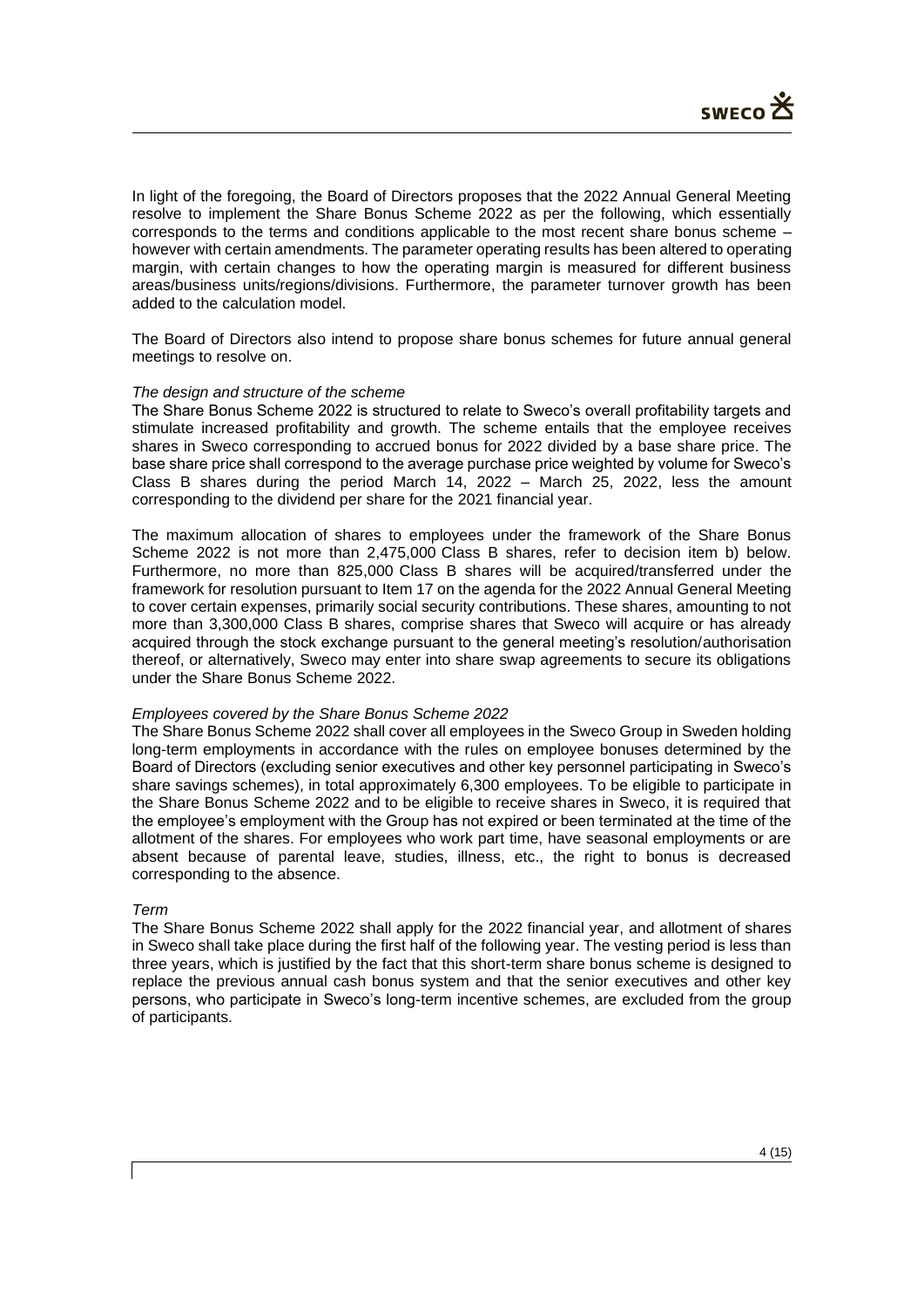In light of the foregoing, the Board of Directors proposes that the 2022 Annual General Meeting resolve to implement the Share Bonus Scheme 2022 as per the following, which essentially corresponds to the terms and conditions applicable to the most recent share bonus scheme – however with certain amendments. The parameter operating results has been altered to operating margin, with certain changes to how the operating margin is measured for different business areas/business units/regions/divisions. Furthermore, the parameter turnover growth has been added to the calculation model.

The Board of Directors also intend to propose share bonus schemes for future annual general meetings to resolve on.

*The design and structure of the scheme*

The Share Bonus Scheme 2022 is structured to relate to Sweco's overall profitability targets and stimulate increased profitability and growth. The scheme entails that the employee receives shares in Sweco corresponding to accrued bonus for 2022 divided by a base share price. The base share price shall correspond to the average purchase price weighted by volume for Sweco's Class B shares during the period March 14, 2022 – March 25, 2022, less the amount corresponding to the dividend per share for the 2021 financial year.

The maximum allocation of shares to employees under the framework of the Share Bonus Scheme 2022 is not more than 2,475,000 Class B shares, refer to decision item b) below. Furthermore, no more than 825,000 Class B shares will be acquired/transferred under the framework for resolution pursuant to Item 17 on the agenda for the 2022 Annual General Meeting to cover certain expenses, primarily social security contributions. These shares, amounting to not more than 3,300,000 Class B shares, comprise shares that Sweco will acquire or has already acquired through the stock exchange pursuant to the general meeting's resolution/authorisation thereof, or alternatively, Sweco may enter into share swap agreements to secure its obligations under the Share Bonus Scheme 2022.

*Employees covered by the Share Bonus Scheme 2022*

The Share Bonus Scheme 2022 shall cover all employees in the Sweco Group in Sweden holding long-term employments in accordance with the rules on employee bonuses determined by the Board of Directors (excluding senior executives and other key personnel participating in Sweco's share savings schemes), in total approximately 6,300 employees. To be eligible to participate in the Share Bonus Scheme 2022 and to be eligible to receive shares in Sweco, it is required that the employee's employment with the Group has not expired or been terminated at the time of the allotment of the shares. For employees who work part time, have seasonal employments or are absent because of parental leave, studies, illness, etc., the right to bonus is decreased corresponding to the absence.

*Term*

The Share Bonus Scheme 2022 shall apply for the 2022 financial year, and allotment of shares in Sweco shall take place during the first half of the following year. The vesting period is less than three years, which is justified by the fact that this short-term share bonus scheme is designed to replace the previous annual cash bonus system and that the senior executives and other key persons, who participate in Sweco's long-term incentive schemes, are excluded from the group of participants.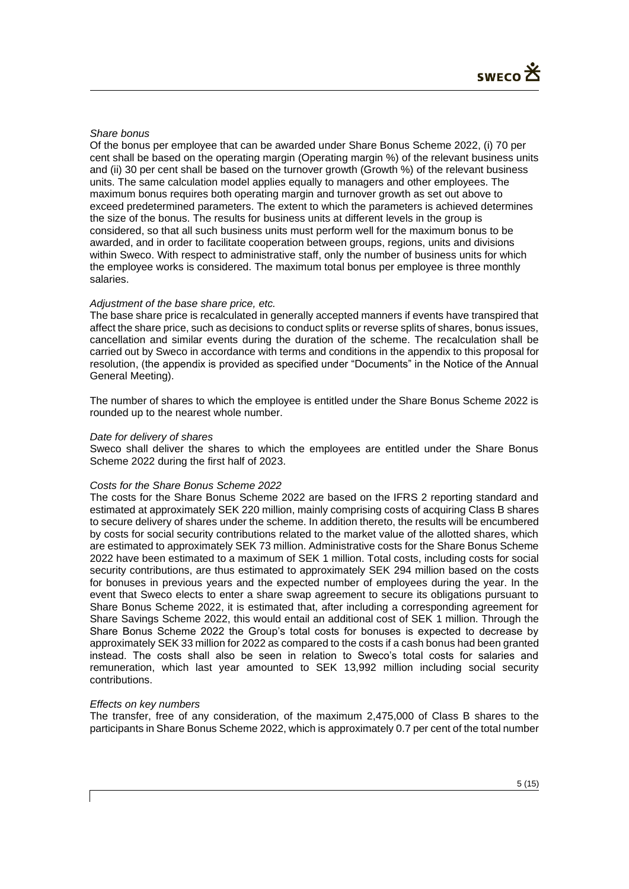*Share bonus*

Of the bonus per employee that can be awarded under Share Bonus Scheme 2022, (i) 70 per cent shall be based on the operating margin (Operating margin %) of the relevant business units and (ii) 30 per cent shall be based on the turnover growth (Growth %) of the relevant business units. The same calculation model applies equally to managers and other employees. The maximum bonus requires both operating margin and turnover growth as set out above to exceed predetermined parameters. The extent to which the parameters is achieved determines the size of the bonus. The results for business units at different levels in the group is considered, so that all such business units must perform well for the maximum bonus to be awarded, and in order to facilitate cooperation between groups, regions, units and divisions within Sweco. With respect to administrative staff, only the number of business units for which the employee works is considered. The maximum total bonus per employee is three monthly salaries.

*Adjustment of the base share price, etc.*

The base share price is recalculated in generally accepted manners if events have transpired that affect the share price, such as decisions to conduct splits or reverse splits of shares, bonus issues, cancellation and similar events during the duration of the scheme. The recalculation shall be carried out by Sweco in accordance with terms and conditions in the appendix to this proposal for resolution, (the appendix is provided as specified under "Documents" in the Notice of the Annual General Meeting).

The number of shares to which the employee is entitled under the Share Bonus Scheme 2022 is rounded up to the nearest whole number.

*Date for delivery of shares*

Sweco shall deliver the shares to which the employees are entitled under the Share Bonus Scheme 2022 during the first half of 2023.

*Costs for the Share Bonus Scheme 2022*

The costs for the Share Bonus Scheme 2022 are based on the IFRS 2 reporting standard and estimated at approximately SEK 220 million, mainly comprising costs of acquiring Class B shares to secure delivery of shares under the scheme. In addition thereto, the results will be encumbered by costs for social security contributions related to the market value of the allotted shares, which are estimated to approximately SEK 73 million. Administrative costs for the Share Bonus Scheme 2022 have been estimated to a maximum of SEK 1 million. Total costs, including costs for social security contributions, are thus estimated to approximately SEK 294 million based on the costs for bonuses in previous years and the expected number of employees during the year. In the event that Sweco elects to enter a share swap agreement to secure its obligations pursuant to Share Bonus Scheme 2022, it is estimated that, after including a corresponding agreement for Share Savings Scheme 2022, this would entail an additional cost of SEK 1 million. Through the Share Bonus Scheme 2022 the Group's total costs for bonuses is expected to decrease by approximately SEK 33 million for 2022 as compared to the costs if a cash bonus had been granted instead. The costs shall also be seen in relation to Sweco's total costs for salaries and remuneration, which last year amounted to SEK 13,992 million including social security contributions.

*Effects on key numbers*

The transfer, free of any consideration, of the maximum 2,475,000 of Class B shares to the participants in Share Bonus Scheme 2022, which is approximately 0.7 per cent of the total number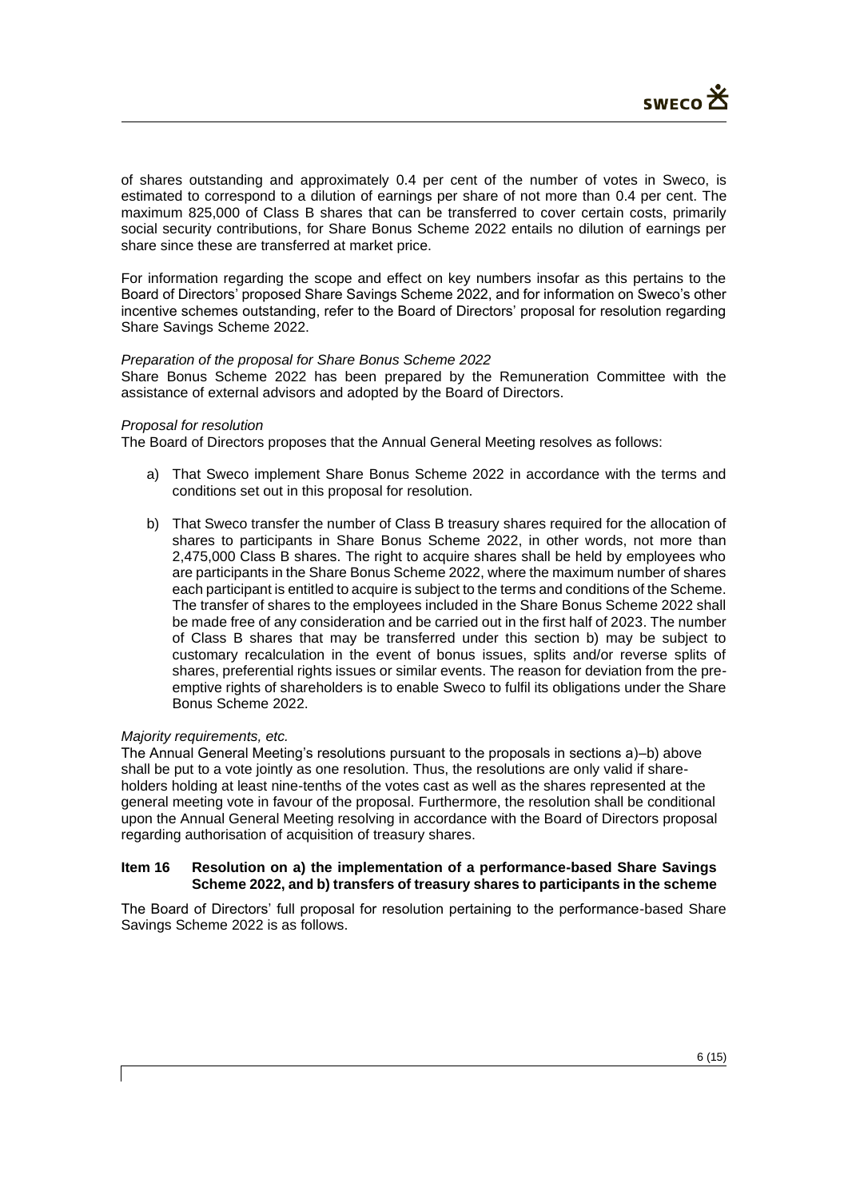of shares outstanding and approximately 0.4 per cent of the number of votes in Sweco, is estimated to correspond to a dilution of earnings per share of not more than 0.4 per cent. The maximum 825,000 of Class B shares that can be transferred to cover certain costs, primarily social security contributions, for Share Bonus Scheme 2022 entails no dilution of earnings per share since these are transferred at market price.

For information regarding the scope and effect on key numbers insofar as this pertains to the Board of Directors' proposed Share Savings Scheme 2022, and for information on Sweco's other incentive schemes outstanding, refer to the Board of Directors' proposal for resolution regarding Share Savings Scheme 2022.

*Preparation of the proposal for Share Bonus Scheme 2022*

Share Bonus Scheme 2022 has been prepared by the Remuneration Committee with the assistance of external advisors and adopted by the Board of Directors.

*Proposal for resolution*

The Board of Directors proposes that the Annual General Meeting resolves as follows:

a) That Sweco implement Share Bonus Scheme 2022 in accordance with the terms and conditions set out in this proposal for resolution.

b) That Sweco transfer the number of Class B treasury shares required for the allocation of shares to participants in Share Bonus Scheme 2022, in other words, not more than 2,475,000 Class B shares. The right to acquire shares shall be held by employees who are participants in the Share Bonus Scheme 2022, where the maximum number of shares each participant is entitled to acquire is subject to the terms and conditions of the Scheme. The transfer of shares to the employees included in the Share Bonus Scheme 2022 shall be made free of any consideration and be carried out in the first half of 2023. The number of Class B shares that may be transferred under this section b) may be subject to customary recalculation in the event of bonus issues, splits and/or reverse splits of shares, preferential rights issues or similar events. The reason for deviation from the pre-emptive rights of shareholders is to enable Sweco to fulfil its obligations under the Share Bonus Scheme 2022.

*Majority requirements, etc.*

The Annual General Meeting's resolutions pursuant to the proposals in sections a)–b) above shall be put to a vote jointly as one resolution. Thus, the resolutions are only valid if shareholders holding at least nine-tenths of the votes cast as well as the shares represented at the general meeting vote in favour of the proposal. Furthermore, the resolution shall be conditional upon the Annual General Meeting resolving in accordance with the Board of Directors proposal regarding authorisation of acquisition of treasury shares.

## Item 16 Resolution on a) the implementation of a performance-based Share Savings Scheme 2022, and b) transfers of treasury shares to participants in the scheme

The Board of Directors' full proposal for resolution pertaining to the performance-based Share Savings Scheme 2022 is as follows.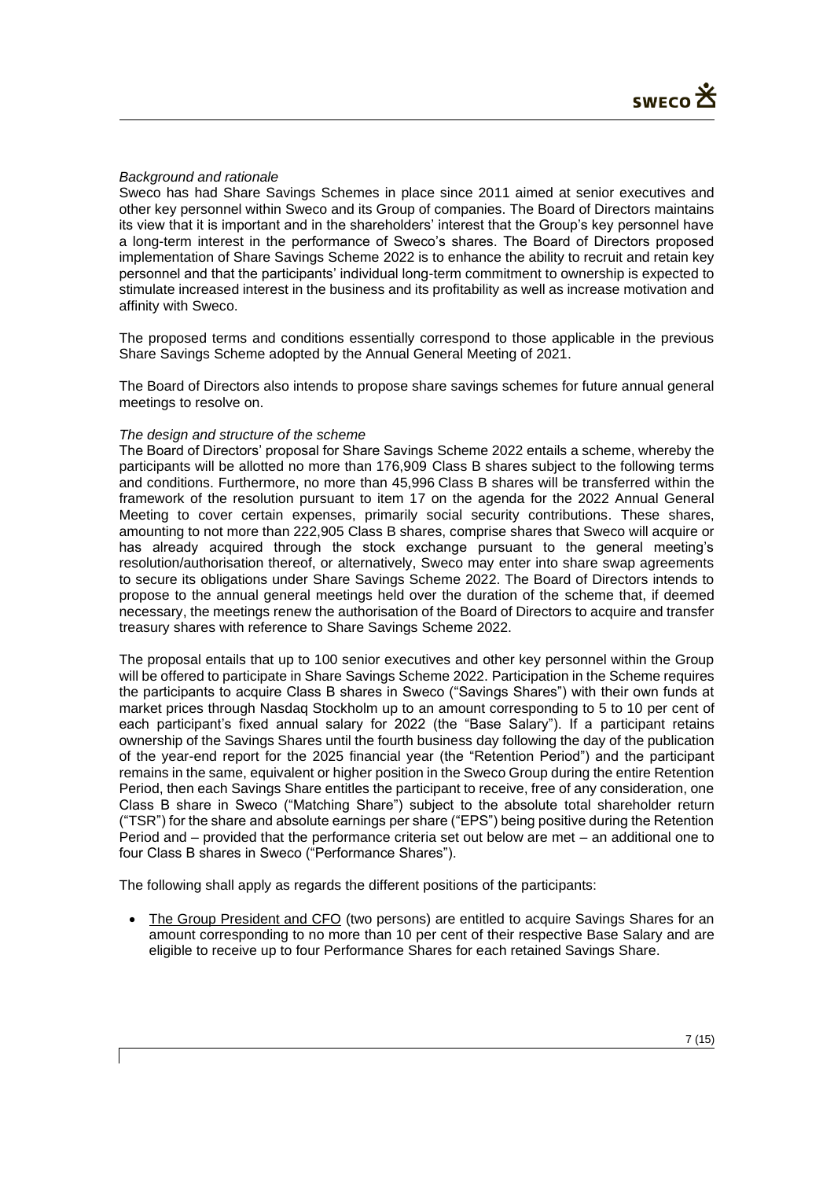*Background and rationale*

Sweco has had Share Savings Schemes in place since 2011 aimed at senior executives and other key personnel within Sweco and its Group of companies. The Board of Directors maintains its view that it is important and in the shareholders' interest that the Group's key personnel have a long-term interest in the performance of Sweco's shares. The Board of Directors proposed implementation of Share Savings Scheme 2022 is to enhance the ability to recruit and retain key personnel and that the participants' individual long-term commitment to ownership is expected to stimulate increased interest in the business and its profitability as well as increase motivation and affinity with Sweco.

The proposed terms and conditions essentially correspond to those applicable in the previous Share Savings Scheme adopted by the Annual General Meeting of 2021.

The Board of Directors also intends to propose share savings schemes for future annual general meetings to resolve on.

*The design and structure of the scheme*

The Board of Directors' proposal for Share Savings Scheme 2022 entails a scheme, whereby the participants will be allotted no more than 176,909 Class B shares subject to the following terms and conditions. Furthermore, no more than 45,996 Class B shares will be transferred within the framework of the resolution pursuant to item 17 on the agenda for the 2022 Annual General Meeting to cover certain expenses, primarily social security contributions. These shares, amounting to not more than 222,905 Class B shares, comprise shares that Sweco will acquire or has already acquired through the stock exchange pursuant to the general meeting's resolution/authorisation thereof, or alternatively, Sweco may enter into share swap agreements to secure its obligations under Share Savings Scheme 2022. The Board of Directors intends to propose to the annual general meetings held over the duration of the scheme that, if deemed necessary, the meetings renew the authorisation of the Board of Directors to acquire and transfer treasury shares with reference to Share Savings Scheme 2022.

The proposal entails that up to 100 senior executives and other key personnel within the Group will be offered to participate in Share Savings Scheme 2022. Participation in the Scheme requires the participants to acquire Class B shares in Sweco ("Savings Shares") with their own funds at market prices through Nasdaq Stockholm up to an amount corresponding to 5 to 10 per cent of each participant's fixed annual salary for 2022 (the "Base Salary"). If a participant retains ownership of the Savings Shares until the fourth business day following the day of the publication of the year-end report for the 2025 financial year (the "Retention Period") and the participant remains in the same, equivalent or higher position in the Sweco Group during the entire Retention Period, then each Savings Share entitles the participant to receive, free of any consideration, one Class B share in Sweco ("Matching Share") subject to the absolute total shareholder return ("TSR") for the share and absolute earnings per share ("EPS") being positive during the Retention Period and – provided that the performance criteria set out below are met – an additional one to four Class B shares in Sweco ("Performance Shares").

The following shall apply as regards the different positions of the participants:

- The Group President and CFO (two persons) are entitled to acquire Savings Shares for an amount corresponding to no more than 10 per cent of their respective Base Salary and are eligible to receive up to four Performance Shares for each retained Savings Share.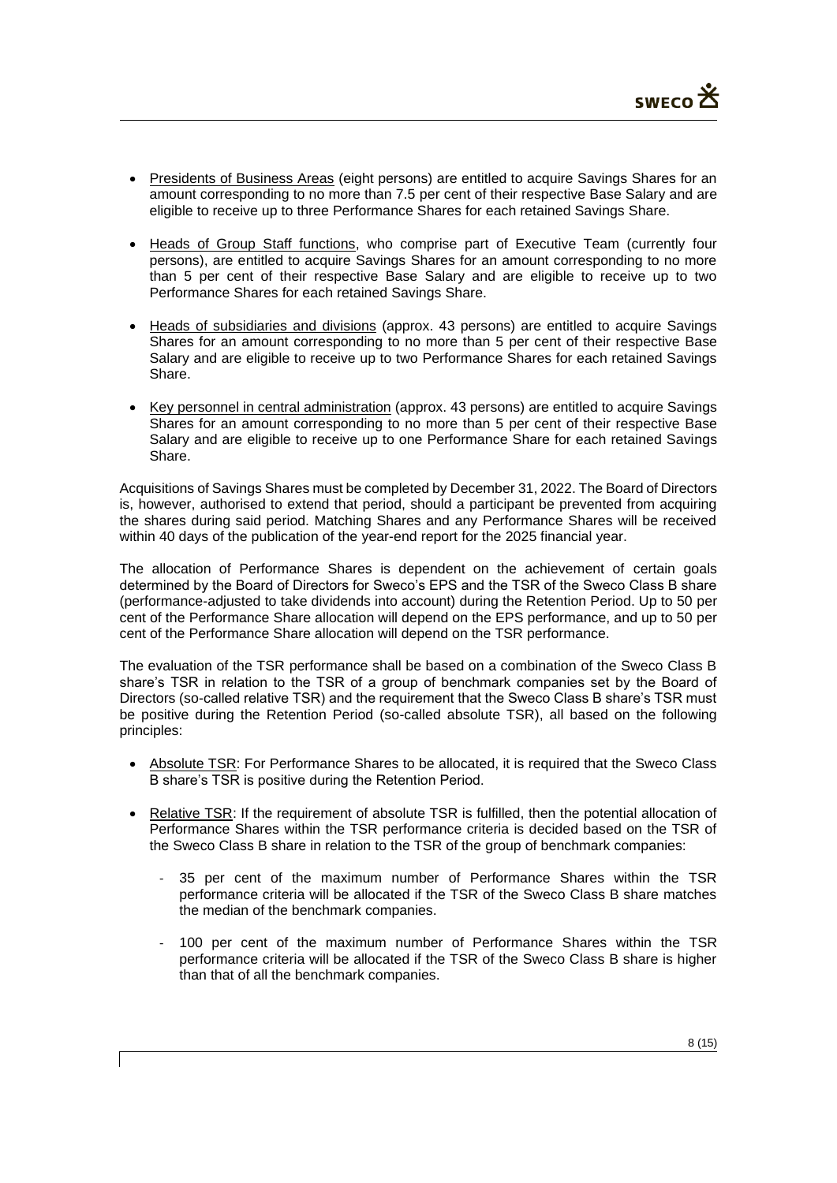- Presidents of Business Areas (eight persons) are entitled to acquire Savings Shares for an amount corresponding to no more than 7.5 per cent of their respective Base Salary and are eligible to receive up to three Performance Shares for each retained Savings Share.

- Heads of Group Staff functions, who comprise part of Executive Team (currently four persons), are entitled to acquire Savings Shares for an amount corresponding to no more than 5 per cent of their respective Base Salary and are eligible to receive up to two Performance Shares for each retained Savings Share.

- Heads of subsidiaries and divisions (approx. 43 persons) are entitled to acquire Savings Shares for an amount corresponding to no more than 5 per cent of their respective Base Salary and are eligible to receive up to two Performance Shares for each retained Savings Share.

- Key personnel in central administration (approx. 43 persons) are entitled to acquire Savings Shares for an amount corresponding to no more than 5 per cent of their respective Base Salary and are eligible to receive up to one Performance Share for each retained Savings Share.

Acquisitions of Savings Shares must be completed by December 31, 2022. The Board of Directors is, however, authorised to extend that period, should a participant be prevented from acquiring the shares during said period. Matching Shares and any Performance Shares will be received within 40 days of the publication of the year-end report for the 2025 financial year.

The allocation of Performance Shares is dependent on the achievement of certain goals determined by the Board of Directors for Sweco's EPS and the TSR of the Sweco Class B share (performance-adjusted to take dividends into account) during the Retention Period. Up to 50 per cent of the Performance Share allocation will depend on the EPS performance, and up to 50 per cent of the Performance Share allocation will depend on the TSR performance.

The evaluation of the TSR performance shall be based on a combination of the Sweco Class B share's TSR in relation to the TSR of a group of benchmark companies set by the Board of Directors (so-called relative TSR) and the requirement that the Sweco Class B share's TSR must be positive during the Retention Period (so-called absolute TSR), all based on the following principles:

- Absolute TSR: For Performance Shares to be allocated, it is required that the Sweco Class B share's TSR is positive during the Retention Period.

- Relative TSR: If the requirement of absolute TSR is fulfilled, then the potential allocation of Performance Shares within the TSR performance criteria is decided based on the TSR of the Sweco Class B share in relation to the TSR of the group of benchmark companies:

  - 35 per cent of the maximum number of Performance Shares within the TSR performance criteria will be allocated if the TSR of the Sweco Class B share matches the median of the benchmark companies.

  - 100 per cent of the maximum number of Performance Shares within the TSR performance criteria will be allocated if the TSR of the Sweco Class B share is higher than that of all the benchmark companies.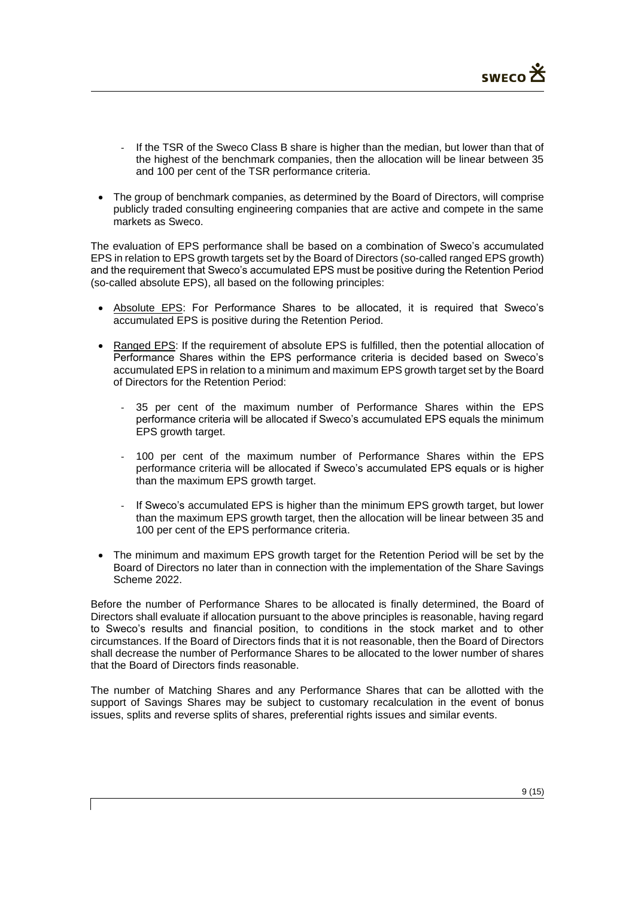- If the TSR of the Sweco Class B share is higher than the median, but lower than that of the highest of the benchmark companies, then the allocation will be linear between 35 and 100 per cent of the TSR performance criteria.

- The group of benchmark companies, as determined by the Board of Directors, will comprise publicly traded consulting engineering companies that are active and compete in the same markets as Sweco.

The evaluation of EPS performance shall be based on a combination of Sweco's accumulated EPS in relation to EPS growth targets set by the Board of Directors (so-called ranged EPS growth) and the requirement that Sweco's accumulated EPS must be positive during the Retention Period (so-called absolute EPS), all based on the following principles:

- <u>Absolute EPS</u>: For Performance Shares to be allocated, it is required that Sweco's accumulated EPS is positive during the Retention Period.

- <u>Ranged EPS</u>: If the requirement of absolute EPS is fulfilled, then the potential allocation of Performance Shares within the EPS performance criteria is decided based on Sweco's accumulated EPS in relation to a minimum and maximum EPS growth target set by the Board of Directors for the Retention Period:

  - 35 per cent of the maximum number of Performance Shares within the EPS performance criteria will be allocated if Sweco's accumulated EPS equals the minimum EPS growth target.

  - 100 per cent of the maximum number of Performance Shares within the EPS performance criteria will be allocated if Sweco's accumulated EPS equals or is higher than the maximum EPS growth target.

  - If Sweco's accumulated EPS is higher than the minimum EPS growth target, but lower than the maximum EPS growth target, then the allocation will be linear between 35 and 100 per cent of the EPS performance criteria.

- The minimum and maximum EPS growth target for the Retention Period will be set by the Board of Directors no later than in connection with the implementation of the Share Savings Scheme 2022.

Before the number of Performance Shares to be allocated is finally determined, the Board of Directors shall evaluate if allocation pursuant to the above principles is reasonable, having regard to Sweco's results and financial position, to conditions in the stock market and to other circumstances. If the Board of Directors finds that it is not reasonable, then the Board of Directors shall decrease the number of Performance Shares to be allocated to the lower number of shares that the Board of Directors finds reasonable.

The number of Matching Shares and any Performance Shares that can be allotted with the support of Savings Shares may be subject to customary recalculation in the event of bonus issues, splits and reverse splits of shares, preferential rights issues and similar events.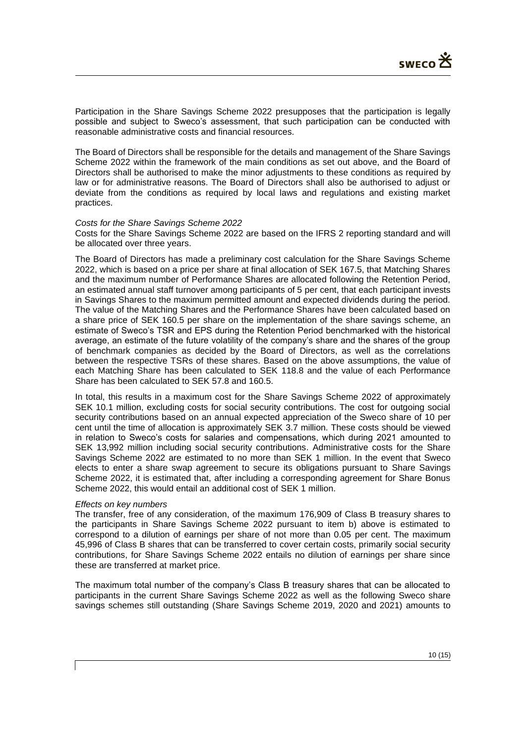Participation in the Share Savings Scheme 2022 presupposes that the participation is legally possible and subject to Sweco's assessment, that such participation can be conducted with reasonable administrative costs and financial resources.

The Board of Directors shall be responsible for the details and management of the Share Savings Scheme 2022 within the framework of the main conditions as set out above, and the Board of Directors shall be authorised to make the minor adjustments to these conditions as required by law or for administrative reasons. The Board of Directors shall also be authorised to adjust or deviate from the conditions as required by local laws and regulations and existing market practices.

*Costs for the Share Savings Scheme 2022*

Costs for the Share Savings Scheme 2022 are based on the IFRS 2 reporting standard and will be allocated over three years.

The Board of Directors has made a preliminary cost calculation for the Share Savings Scheme 2022, which is based on a price per share at final allocation of SEK 167.5, that Matching Shares and the maximum number of Performance Shares are allocated following the Retention Period, an estimated annual staff turnover among participants of 5 per cent, that each participant invests in Savings Shares to the maximum permitted amount and expected dividends during the period. The value of the Matching Shares and the Performance Shares have been calculated based on a share price of SEK 160.5 per share on the implementation of the share savings scheme, an estimate of Sweco's TSR and EPS during the Retention Period benchmarked with the historical average, an estimate of the future volatility of the company's share and the shares of the group of benchmark companies as decided by the Board of Directors, as well as the correlations between the respective TSRs of these shares. Based on the above assumptions, the value of each Matching Share has been calculated to SEK 118.8 and the value of each Performance Share has been calculated to SEK 57.8 and 160.5.

In total, this results in a maximum cost for the Share Savings Scheme 2022 of approximately SEK 10.1 million, excluding costs for social security contributions. The cost for outgoing social security contributions based on an annual expected appreciation of the Sweco share of 10 per cent until the time of allocation is approximately SEK 3.7 million. These costs should be viewed in relation to Sweco's costs for salaries and compensations, which during 2021 amounted to SEK 13,992 million including social security contributions. Administrative costs for the Share Savings Scheme 2022 are estimated to no more than SEK 1 million. In the event that Sweco elects to enter a share swap agreement to secure its obligations pursuant to Share Savings Scheme 2022, it is estimated that, after including a corresponding agreement for Share Bonus Scheme 2022, this would entail an additional cost of SEK 1 million.

*Effects on key numbers*

The transfer, free of any consideration, of the maximum 176,909 of Class B treasury shares to the participants in Share Savings Scheme 2022 pursuant to item b) above is estimated to correspond to a dilution of earnings per share of not more than 0.05 per cent. The maximum 45,996 of Class B shares that can be transferred to cover certain costs, primarily social security contributions, for Share Savings Scheme 2022 entails no dilution of earnings per share since these are transferred at market price.

The maximum total number of the company's Class B treasury shares that can be allocated to participants in the current Share Savings Scheme 2022 as well as the following Sweco share savings schemes still outstanding (Share Savings Scheme 2019, 2020 and 2021) amounts to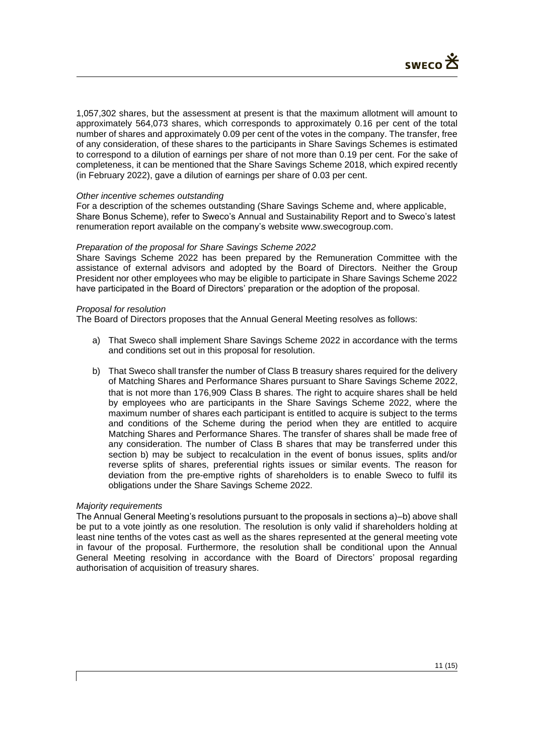1,057,302 shares, but the assessment at present is that the maximum allotment will amount to approximately 564,073 shares, which corresponds to approximately 0.16 per cent of the total number of shares and approximately 0.09 per cent of the votes in the company. The transfer, free of any consideration, of these shares to the participants in Share Savings Schemes is estimated to correspond to a dilution of earnings per share of not more than 0.19 per cent. For the sake of completeness, it can be mentioned that the Share Savings Scheme 2018, which expired recently (in February 2022), gave a dilution of earnings per share of 0.03 per cent.

*Other incentive schemes outstanding*

For a description of the schemes outstanding (Share Savings Scheme and, where applicable, Share Bonus Scheme), refer to Sweco's Annual and Sustainability Report and to Sweco's latest renumeration report available on the company's website www.swecogroup.com.

*Preparation of the proposal for Share Savings Scheme 2022*

Share Savings Scheme 2022 has been prepared by the Remuneration Committee with the assistance of external advisors and adopted by the Board of Directors. Neither the Group President nor other employees who may be eligible to participate in Share Savings Scheme 2022 have participated in the Board of Directors' preparation or the adoption of the proposal.

*Proposal for resolution*

The Board of Directors proposes that the Annual General Meeting resolves as follows:

a) That Sweco shall implement Share Savings Scheme 2022 in accordance with the terms and conditions set out in this proposal for resolution.

b) That Sweco shall transfer the number of Class B treasury shares required for the delivery of Matching Shares and Performance Shares pursuant to Share Savings Scheme 2022, that is not more than 176,909 Class B shares. The right to acquire shares shall be held by employees who are participants in the Share Savings Scheme 2022, where the maximum number of shares each participant is entitled to acquire is subject to the terms and conditions of the Scheme during the period when they are entitled to acquire Matching Shares and Performance Shares. The transfer of shares shall be made free of any consideration. The number of Class B shares that may be transferred under this section b) may be subject to recalculation in the event of bonus issues, splits and/or reverse splits of shares, preferential rights issues or similar events. The reason for deviation from the pre-emptive rights of shareholders is to enable Sweco to fulfil its obligations under the Share Savings Scheme 2022.

*Majority requirements*

The Annual General Meeting's resolutions pursuant to the proposals in sections a)–b) above shall be put to a vote jointly as one resolution. The resolution is only valid if shareholders holding at least nine tenths of the votes cast as well as the shares represented at the general meeting vote in favour of the proposal. Furthermore, the resolution shall be conditional upon the Annual General Meeting resolving in accordance with the Board of Directors' proposal regarding authorisation of acquisition of treasury shares.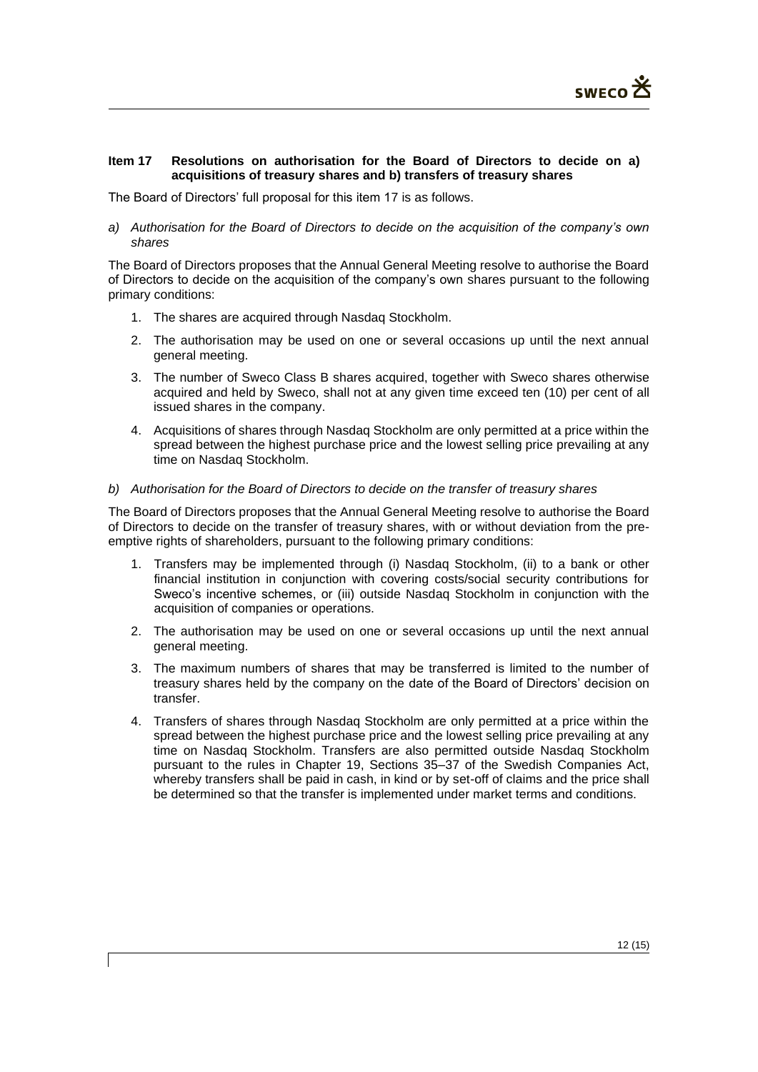### Item 17 Resolutions on authorisation for the Board of Directors to decide on a) acquisitions of treasury shares and b) transfers of treasury shares

The Board of Directors' full proposal for this item 17 is as follows.

*a) Authorisation for the Board of Directors to decide on the acquisition of the company's own shares*

The Board of Directors proposes that the Annual General Meeting resolve to authorise the Board of Directors to decide on the acquisition of the company's own shares pursuant to the following primary conditions:

1. The shares are acquired through Nasdaq Stockholm.
2. The authorisation may be used on one or several occasions up until the next annual general meeting.
3. The number of Sweco Class B shares acquired, together with Sweco shares otherwise acquired and held by Sweco, shall not at any given time exceed ten (10) per cent of all issued shares in the company.
4. Acquisitions of shares through Nasdaq Stockholm are only permitted at a price within the spread between the highest purchase price and the lowest selling price prevailing at any time on Nasdaq Stockholm.

*b) Authorisation for the Board of Directors to decide on the transfer of treasury shares*

The Board of Directors proposes that the Annual General Meeting resolve to authorise the Board of Directors to decide on the transfer of treasury shares, with or without deviation from the pre-emptive rights of shareholders, pursuant to the following primary conditions:

1. Transfers may be implemented through (i) Nasdaq Stockholm, (ii) to a bank or other financial institution in conjunction with covering costs/social security contributions for Sweco's incentive schemes, or (iii) outside Nasdaq Stockholm in conjunction with the acquisition of companies or operations.
2. The authorisation may be used on one or several occasions up until the next annual general meeting.
3. The maximum numbers of shares that may be transferred is limited to the number of treasury shares held by the company on the date of the Board of Directors' decision on transfer.
4. Transfers of shares through Nasdaq Stockholm are only permitted at a price within the spread between the highest purchase price and the lowest selling price prevailing at any time on Nasdaq Stockholm. Transfers are also permitted outside Nasdaq Stockholm pursuant to the rules in Chapter 19, Sections 35–37 of the Swedish Companies Act, whereby transfers shall be paid in cash, in kind or by set-off of claims and the price shall be determined so that the transfer is implemented under market terms and conditions.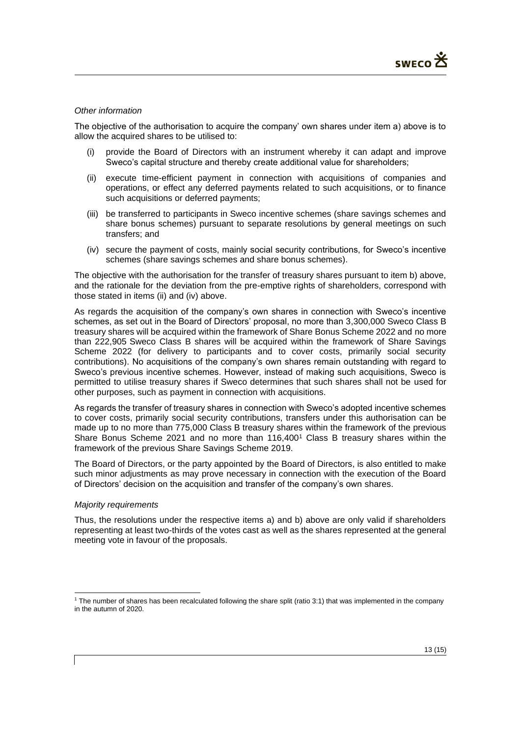*Other information*

The objective of the authorisation to acquire the company' own shares under item a) above is to allow the acquired shares to be utilised to:

(i) provide the Board of Directors with an instrument whereby it can adapt and improve Sweco's capital structure and thereby create additional value for shareholders;

(ii) execute time-efficient payment in connection with acquisitions of companies and operations, or effect any deferred payments related to such acquisitions, or to finance such acquisitions or deferred payments;

(iii) be transferred to participants in Sweco incentive schemes (share savings schemes and share bonus schemes) pursuant to separate resolutions by general meetings on such transfers; and

(iv) secure the payment of costs, mainly social security contributions, for Sweco's incentive schemes (share savings schemes and share bonus schemes).

The objective with the authorisation for the transfer of treasury shares pursuant to item b) above, and the rationale for the deviation from the pre-emptive rights of shareholders, correspond with those stated in items (ii) and (iv) above.

As regards the acquisition of the company's own shares in connection with Sweco's incentive schemes, as set out in the Board of Directors' proposal, no more than 3,300,000 Sweco Class B treasury shares will be acquired within the framework of Share Bonus Scheme 2022 and no more than 222,905 Sweco Class B shares will be acquired within the framework of Share Savings Scheme 2022 (for delivery to participants and to cover costs, primarily social security contributions). No acquisitions of the company's own shares remain outstanding with regard to Sweco's previous incentive schemes. However, instead of making such acquisitions, Sweco is permitted to utilise treasury shares if Sweco determines that such shares shall not be used for other purposes, such as payment in connection with acquisitions.

As regards the transfer of treasury shares in connection with Sweco's adopted incentive schemes to cover costs, primarily social security contributions, transfers under this authorisation can be made up to no more than 775,000 Class B treasury shares within the framework of the previous Share Bonus Scheme 2021 and no more than 116,400[1] Class B treasury shares within the framework of the previous Share Savings Scheme 2019.

The Board of Directors, or the party appointed by the Board of Directors, is also entitled to make such minor adjustments as may prove necessary in connection with the execution of the Board of Directors' decision on the acquisition and transfer of the company's own shares.

*Majority requirements*

Thus, the resolutions under the respective items a) and b) above are only valid if shareholders representing at least two-thirds of the votes cast as well as the shares represented at the general meeting vote in favour of the proposals.

[1] The number of shares has been recalculated following the share split (ratio 3:1) that was implemented in the company in the autumn of 2020.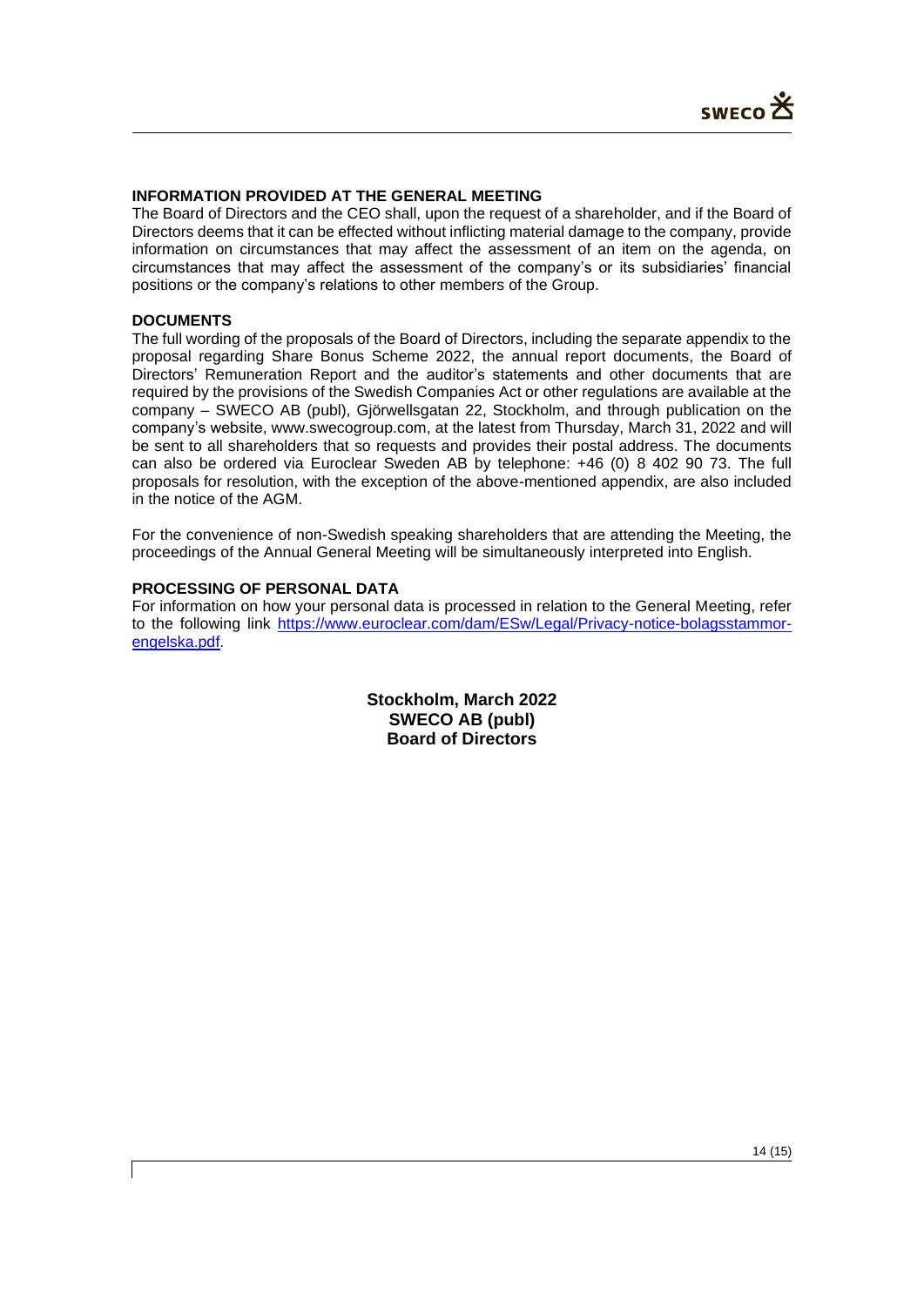## INFORMATION PROVIDED AT THE GENERAL MEETING

The Board of Directors and the CEO shall, upon the request of a shareholder, and if the Board of Directors deems that it can be effected without inflicting material damage to the company, provide information on circumstances that may affect the assessment of an item on the agenda, on circumstances that may affect the assessment of the company's or its subsidiaries' financial positions or the company's relations to other members of the Group.

## DOCUMENTS

The full wording of the proposals of the Board of Directors, including the separate appendix to the proposal regarding Share Bonus Scheme 2022, the annual report documents, the Board of Directors' Remuneration Report and the auditor's statements and other documents that are required by the provisions of the Swedish Companies Act or other regulations are available at the company – SWECO AB (publ), Gjörwellsgatan 22, Stockholm, and through publication on the company's website, www.swecogroup.com, at the latest from Thursday, March 31, 2022 and will be sent to all shareholders that so requests and provides their postal address. The documents can also be ordered via Euroclear Sweden AB by telephone: +46 (0) 8 402 90 73. The full proposals for resolution, with the exception of the above-mentioned appendix, are also included in the notice of the AGM.

For the convenience of non-Swedish speaking shareholders that are attending the Meeting, the proceedings of the Annual General Meeting will be simultaneously interpreted into English.

## PROCESSING OF PERSONAL DATA

For information on how your personal data is processed in relation to the General Meeting, refer to the following link https://www.euroclear.com/dam/ESw/Legal/Privacy-notice-bolagsstammor-engelska.pdf.

**Stockholm, March 2022**
**SWECO AB (publ)**
**Board of Directors**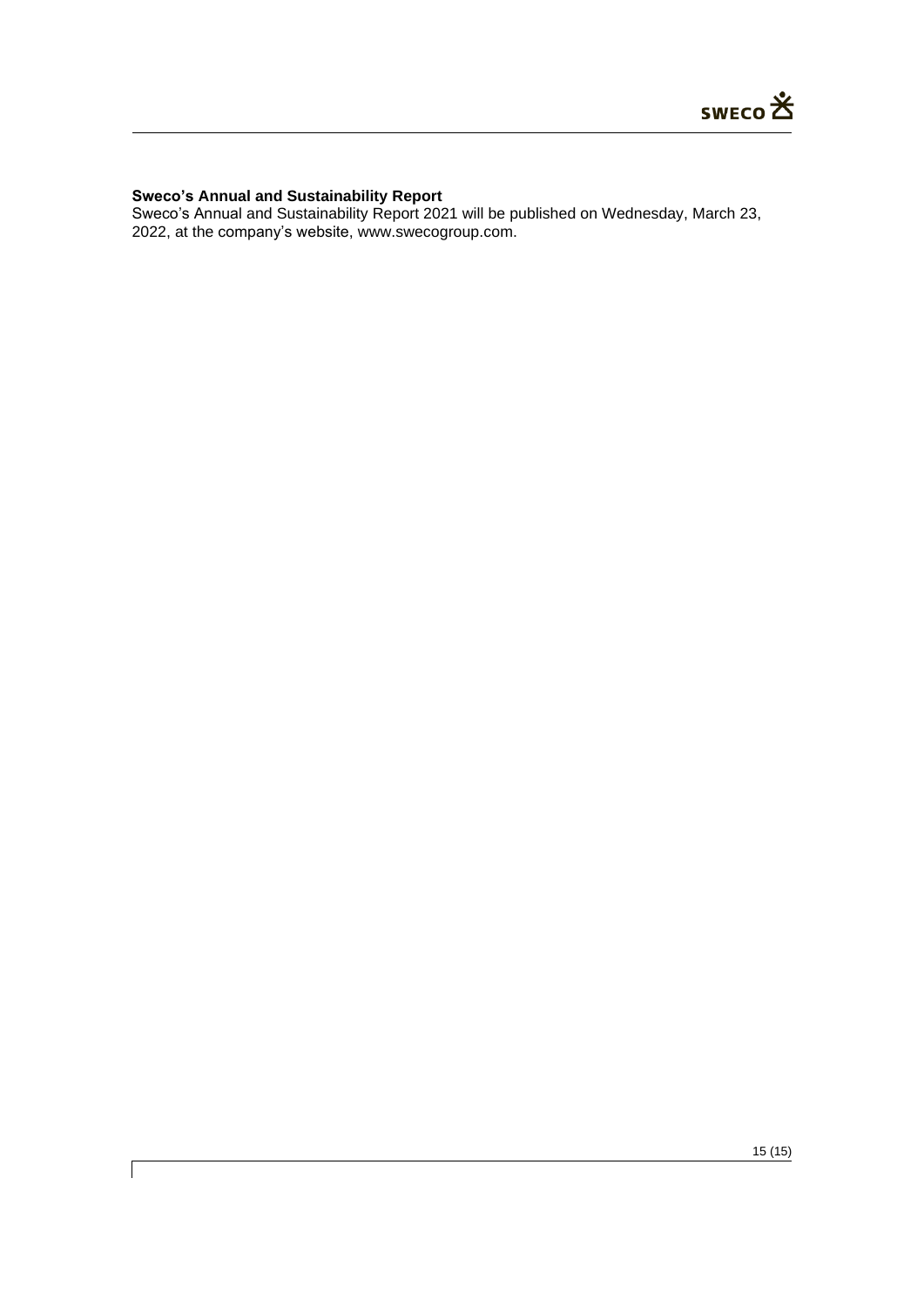**Sweco's Annual and Sustainability Report**

Sweco's Annual and Sustainability Report 2021 will be published on Wednesday, March 23, 2022, at the company's website, www.swecogroup.com.